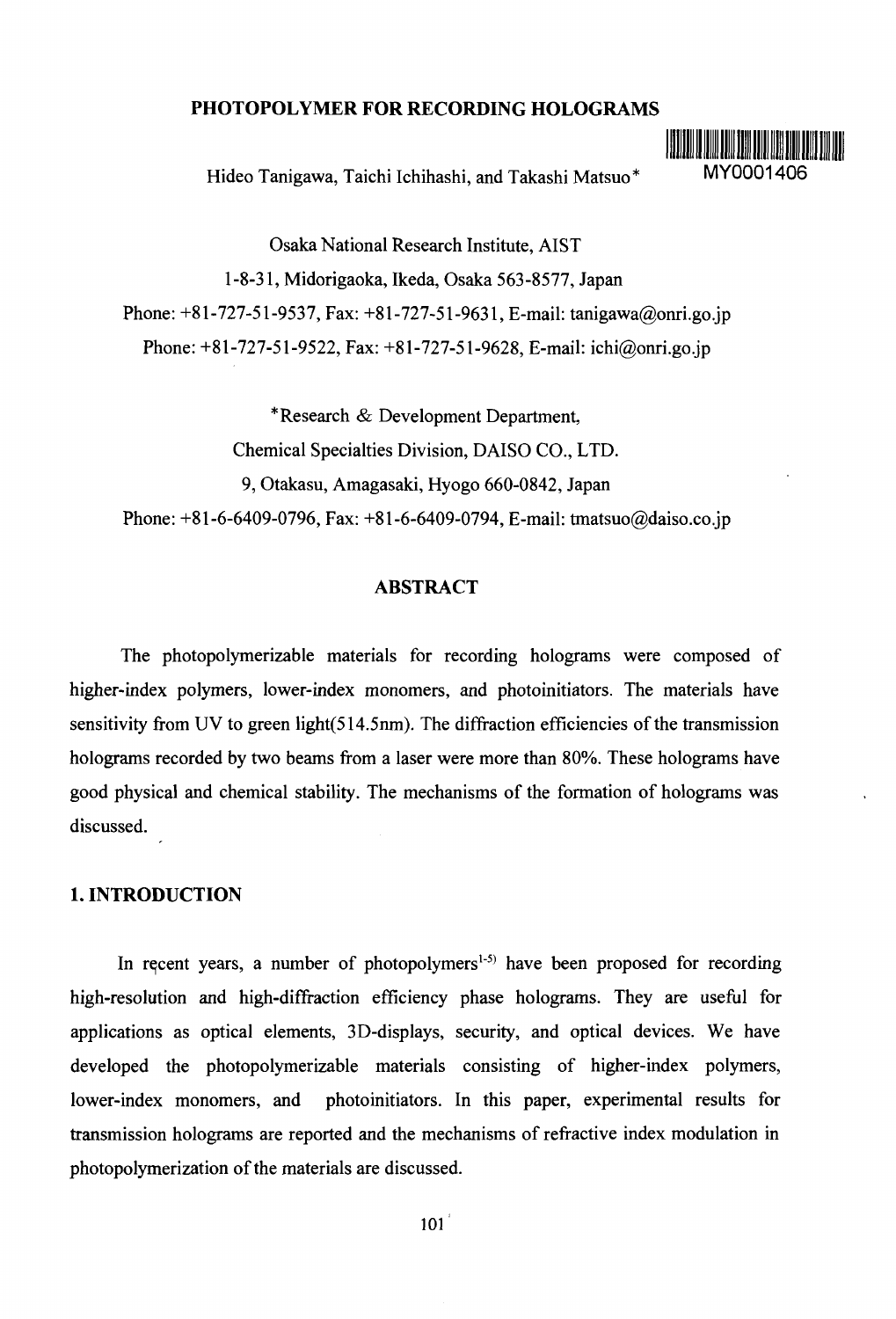# PHOTOPOLYMER FOR RECORDING HOLOGRAMS

MY0001406

Hideo Tanigawa, Taichi Ichihashi, and Takashi Matsuo*

Osaka National Research Institute, AIST

1-8-31, Midorigaoka, Ikeda, Osaka 563-8577, Japan

Phone: +81-727-51-9537, Fax: +81-727-51-9631, E-mail: tanigawa@onri.go.jp

Phone: +81-727-51-9522, Fax: +81-727-51-9628, E-mail: ichi@onri.go.jp

*Research & Development Department,

Chemical Specialties Division, DAISO CO., LTD.

9, Otakasu, Amagasaki, Hyogo 660-0842, Japan

Phone: +81-6-6409-0796, Fax: +81-6-6409-0794, E-mail: tmatsuo@daiso.co.jp

## ABSTRACT

The photopolymerizable materials for recording holograms were composed of higher-index polymers, lower-index monomers, and photoinitiators. The materials have sensitivity from UV to green light(514.5nm). The diffraction efficiencies of the transmission holograms recorded by two beams from a laser were more than 80%. These holograms have good physical and chemical stability. The mechanisms of the formation of holograms was discussed.

## 1. INTRODUCTION

In recent years, a number of photopolymers[1-5] have been proposed for recording high-resolution and high-diffraction efficiency phase holograms. They are useful for applications as optical elements, 3D-displays, security, and optical devices. We have developed the photopolymerizable materials consisting of higher-index polymers, lower-index monomers, and photoinitiators. In this paper, experimental results for transmission holograms are reported and the mechanisms of refractive index modulation in photopolymerization of the materials are discussed.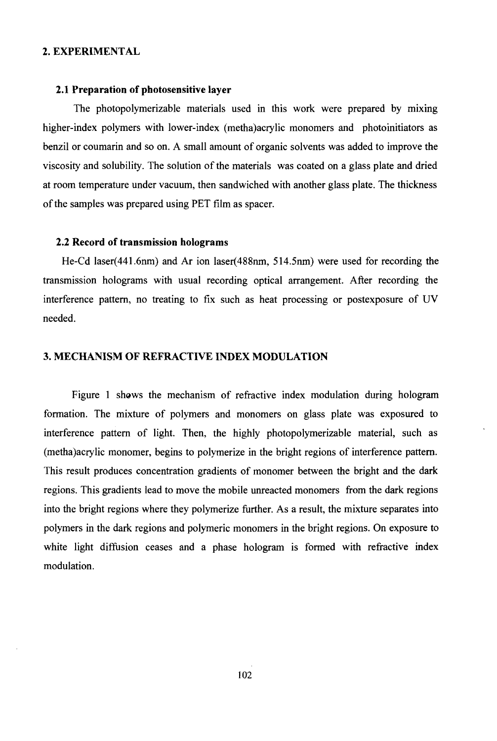## 2. EXPERIMENTAL

### 2.1 Preparation of photosensitive layer

The photopolymerizable materials used in this work were prepared by mixing higher-index polymers with lower-index (metha)acrylic monomers and photoinitiators as benzil or coumarin and so on. A small amount of organic solvents was added to improve the viscosity and solubility. The solution of the materials was coated on a glass plate and dried at room temperature under vacuum, then sandwiched with another glass plate. The thickness of the samples was prepared using PET film as spacer.

### 2.2 Record of transmission holograms

He-Cd laser(441.6nm) and Ar ion laser(488nm, 514.5nm) were used for recording the transmission holograms with usual recording optical arrangement. After recording the interference pattern, no treating to fix such as heat processing or postexposure of UV needed.

## 3. MECHANISM OF REFRACTIVE INDEX MODULATION

Figure 1 shows the mechanism of refractive index modulation during hologram formation. The mixture of polymers and monomers on glass plate was exposured to interference pattern of light. Then, the highly photopolymerizable material, such as (metha)acrylic monomer, begins to polymerize in the bright regions of interference pattern. This result produces concentration gradients of monomer between the bright and the dark regions. This gradients lead to move the mobile unreacted monomers from the dark regions into the bright regions where they polymerize further. As a result, the mixture separates into polymers in the dark regions and polymeric monomers in the bright regions. On exposure to white light diffusion ceases and a phase hologram is formed with refractive index modulation.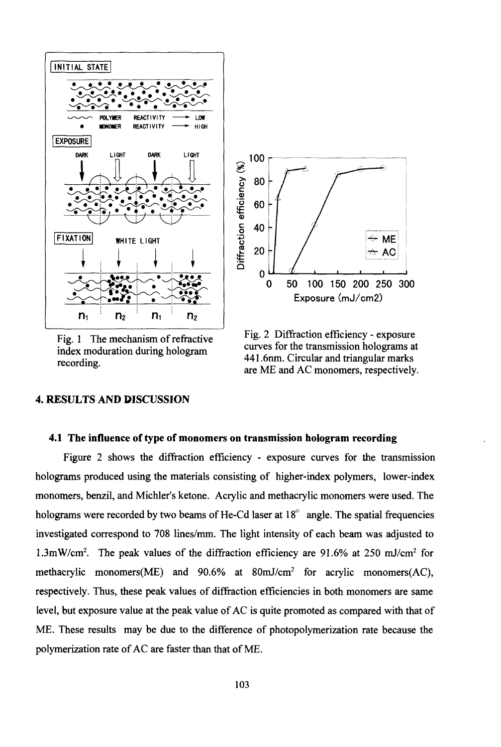Fig. 1 The mechanism of refractive index moduration during hologram recording.

Fig. 2 Diffraction efficiency - exposure curves for the transmission holograms at 441.6nm. Circular and triangular marks are ME and AC monomers, respectively.

## 4. RESULTS AND DISCUSSION

### 4.1 The influence of type of monomers on transmission hologram recording

Figure 2 shows the diffraction efficiency - exposure curves for the transmission holograms produced using the materials consisting of higher-index polymers, lower-index monomers, benzil, and Michler's ketone. Acrylic and methacrylic monomers were used. The holograms were recorded by two beams of He-Cd laser at 18° angle. The spatial frequencies investigated correspond to 708 lines/mm. The light intensity of each beam was adjusted to $1.3 mW/cm^2$. The peak values of the diffraction efficiency are 91.6% at 250 $mJ/cm^2$ for methacrylic monomers(ME) and 90.6% at 80$mJ/cm^2$ for acrylic monomers(AC), respectively. Thus, these peak values of diffraction efficiencies in both monomers are same level, but exposure value at the peak value of AC is quite promoted as compared with that of ME. These results may be due to the difference of photopolymerization rate because the polymerization rate of AC are faster than that of ME.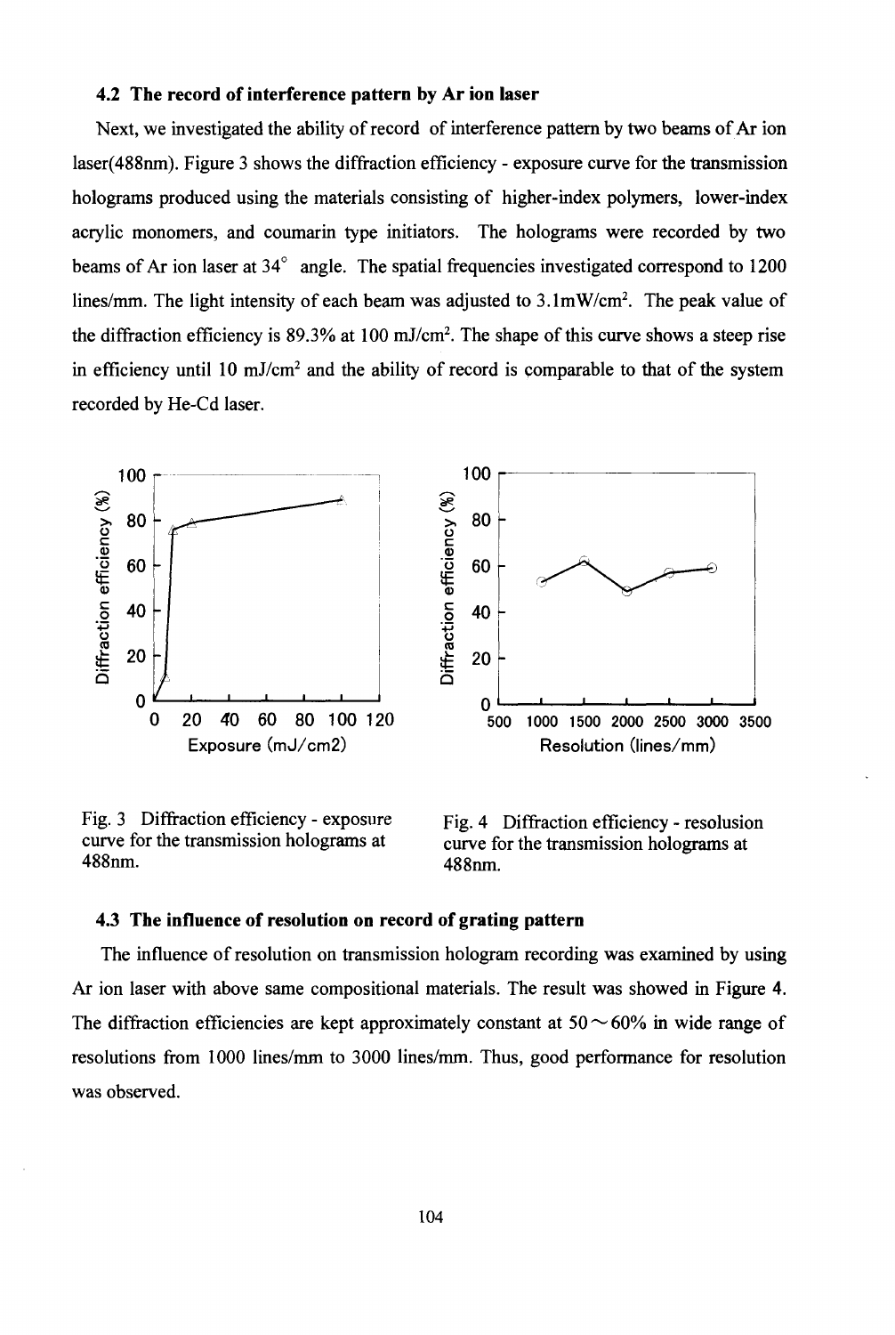### 4.2 The record of interference pattern by Ar ion laser

Next, we investigated the ability of record of interference pattern by two beams of Ar ion laser(488nm). Figure 3 shows the diffraction efficiency - exposure curve for the transmission holograms produced using the materials consisting of higher-index polymers, lower-index acrylic monomers, and coumarin type initiators. The holograms were recorded by two beams of Ar ion laser at 34° angle. The spatial frequencies investigated correspond to 1200 lines/mm. The light intensity of each beam was adjusted to 3.1mW/cm$^2$. The peak value of the diffraction efficiency is 89.3% at 100 mJ/cm$^2$. The shape of this curve shows a steep rise in efficiency until 10 mJ/cm$^2$ and the ability of record is comparable to that of the system recorded by He-Cd laser.

Fig. 3 Diffraction efficiency - exposure curve for the transmission holograms at 488nm.

Fig. 4 Diffraction efficiency - resolusion curve for the transmission holograms at 488nm.

### 4.3 The influence of resolution on record of grating pattern

The influence of resolution on transmission hologram recording was examined by using Ar ion laser with above same compositional materials. The result was showed in Figure 4. The diffraction efficiencies are kept approximately constant at 50～60% in wide range of resolutions from 1000 lines/mm to 3000 lines/mm. Thus, good performance for resolution was observed.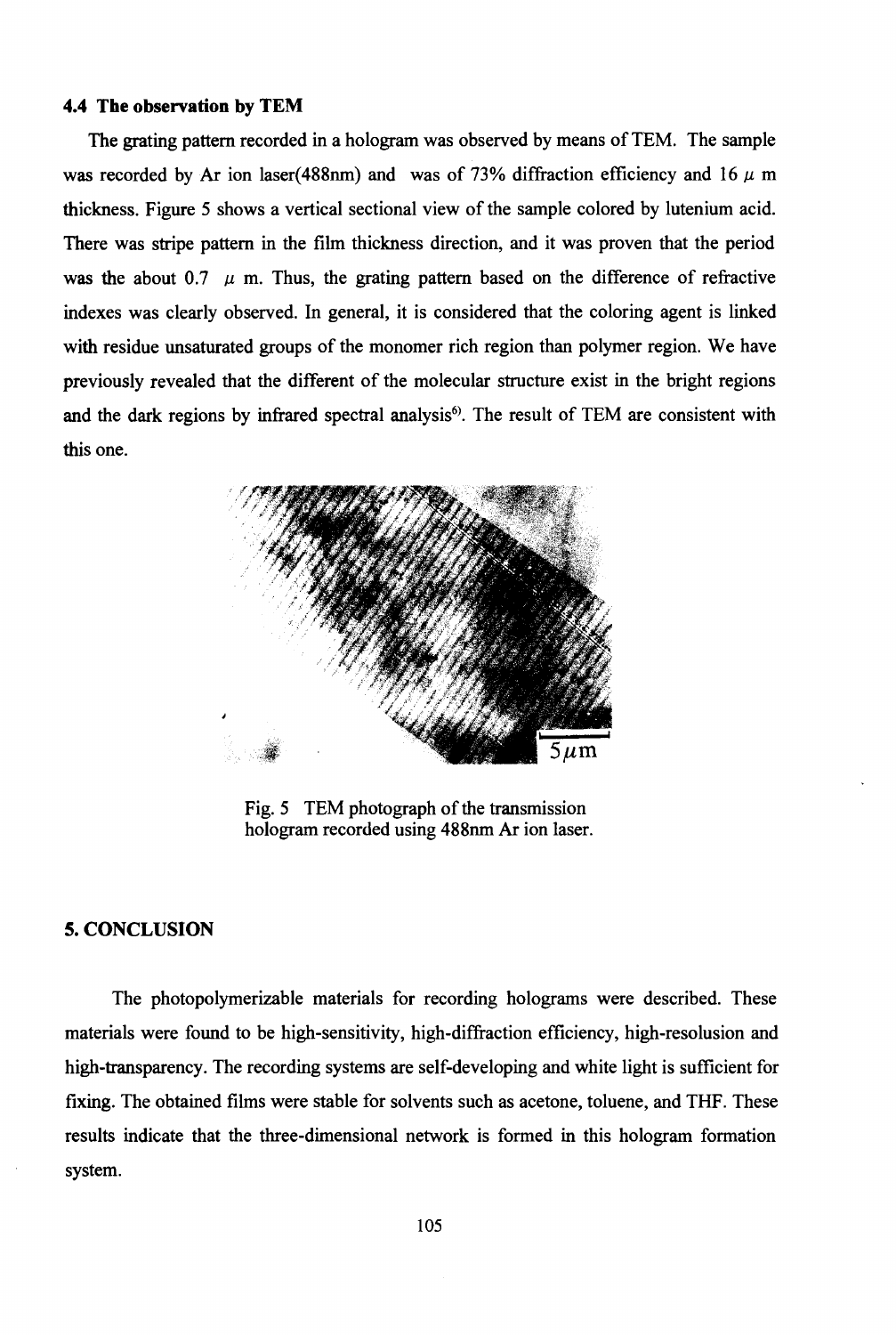### 4.4 The observation by TEM

The grating pattern recorded in a hologram was observed by means of TEM. The sample was recorded by Ar ion laser(488nm) and was of 73% diffraction efficiency and 16 $\mu$ m thickness. Figure 5 shows a vertical sectional view of the sample colored by lutenium acid. There was stripe pattern in the film thickness direction, and it was proven that the period was the about 0.7 $\mu$ m. Thus, the grating pattern based on the difference of refractive indexes was clearly observed. In general, it is considered that the coloring agent is linked with residue unsaturated groups of the monomer rich region than polymer region. We have previously revealed that the different of the molecular structure exist in the bright regions and the dark regions by infrared spectral analysis[6]. The result of TEM are consistent with this one.

Fig. 5 TEM photograph of the transmission hologram recorded using 488nm Ar ion laser.

## 5. CONCLUSION

The photopolymerizable materials for recording holograms were described. These materials were found to be high-sensitivity, high-diffraction efficiency, high-resolusion and high-transparency. The recording systems are self-developing and white light is sufficient for fixing. The obtained films were stable for solvents such as acetone, toluene, and THF. These results indicate that the three-dimensional network is formed in this hologram formation system.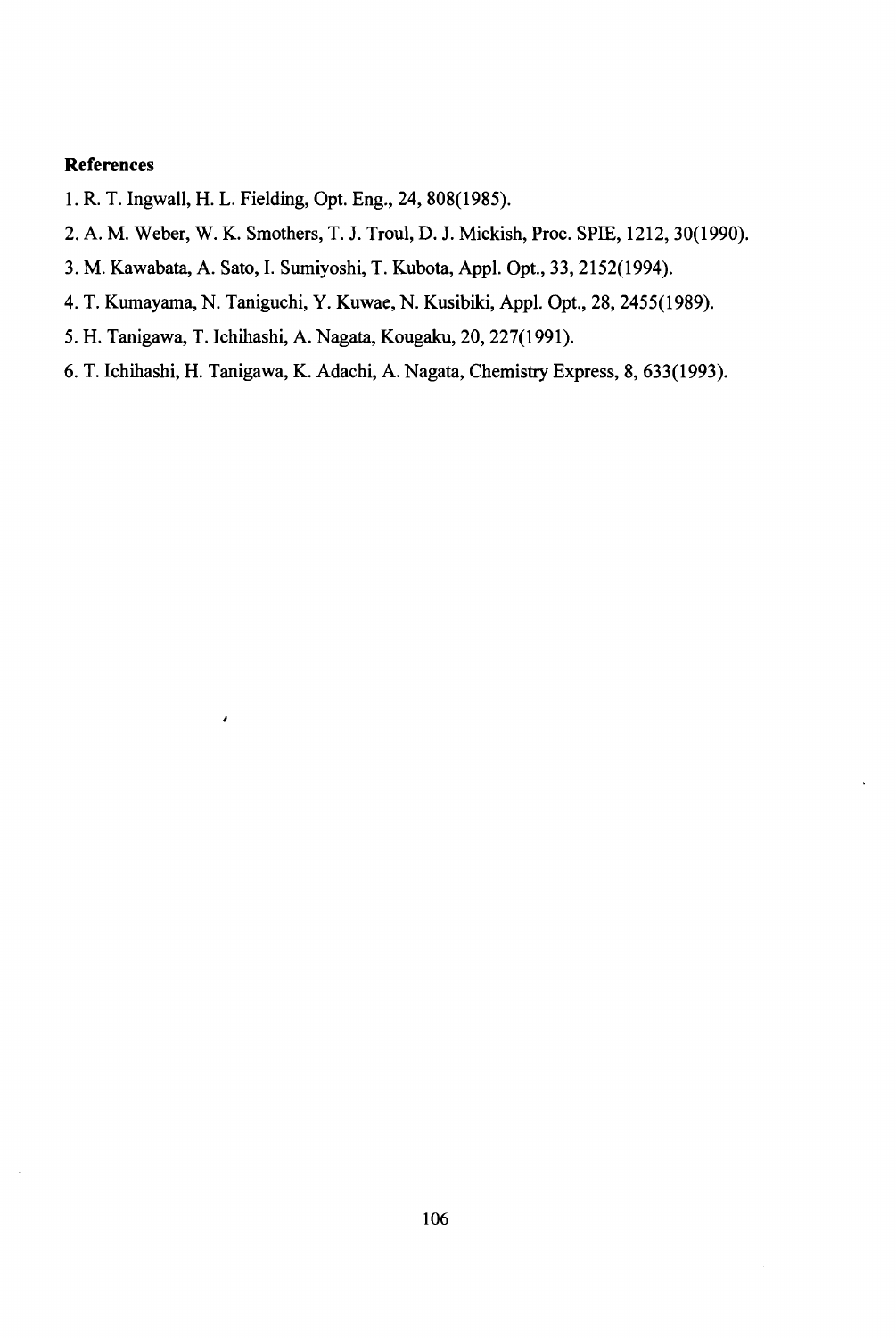**References**

1. R. T. Ingwall, H. L. Fielding, Opt. Eng., 24, 808(1985).
2. A. M. Weber, W. K. Smothers, T. J. Troul, D. J. Mickish, Proc. SPIE, 1212, 30(1990).
3. M. Kawabata, A. Sato, I. Sumiyoshi, T. Kubota, Appl. Opt., 33, 2152(1994).
4. T. Kumayama, N. Taniguchi, Y. Kuwae, N. Kusibiki, Appl. Opt., 28, 2455(1989).
5. H. Tanigawa, T. Ichihashi, A. Nagata, Kougaku, 20, 227(1991).
6. T. Ichihashi, H. Tanigawa, K. Adachi, A. Nagata, Chemistry Express, 8, 633(1993).